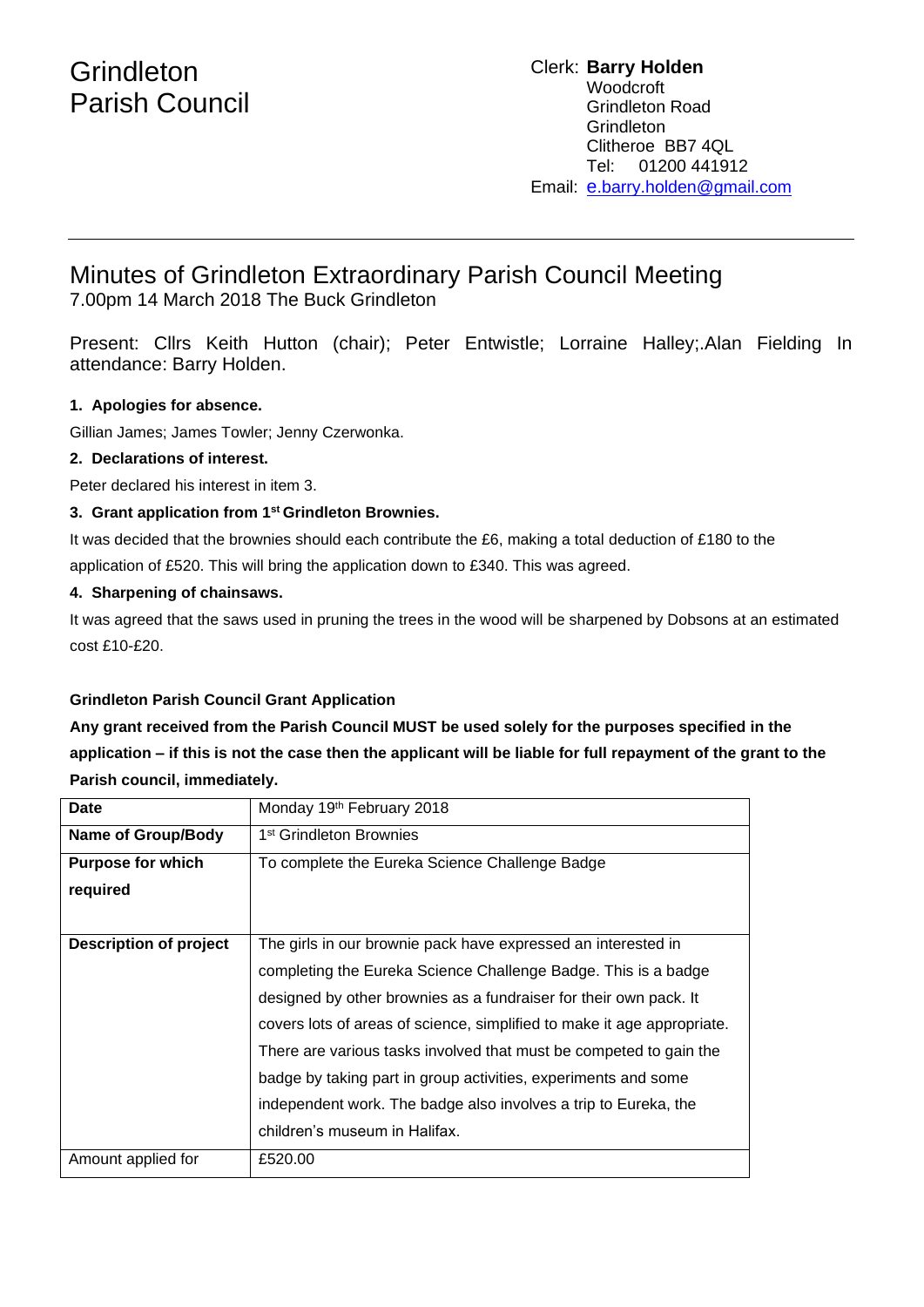# Grindleton Parish Council

Clerk: **Barry Holden**
Woodcroft
Grindleton Road
Grindleton
Clitheroe BB7 4QL
Tel: 01200 441912
Email: e.barry.holden@gmail.com

---

## Minutes of Grindleton Extraordinary Parish Council Meeting

7.00pm 14 March 2018 The Buck Grindleton

Present: Cllrs Keith Hutton (chair); Peter Entwistle; Lorraine Halley;.Alan Fielding In attendance: Barry Holden.

**1. Apologies for absence.**

Gillian James; James Towler; Jenny Czerwonka.

**2. Declarations of interest.**

Peter declared his interest in item 3.

**3. Grant application from 1st Grindleton Brownies.**

It was decided that the brownies should each contribute the £6, making a total deduction of £180 to the application of £520. This will bring the application down to £340. This was agreed.

**4. Sharpening of chainsaws.**

It was agreed that the saws used in pruning the trees in the wood will be sharpened by Dobsons at an estimated cost £10-£20.

**Grindleton Parish Council Grant Application**

**Any grant received from the Parish Council MUST be used solely for the purposes specified in the application – if this is not the case then the applicant will be liable for full repayment of the grant to the Parish council, immediately.**

| **Date** | Monday 19th February 2018 |
|---|---|
| **Name of Group/Body** | 1st Grindleton Brownies |
| **Purpose for which required** | To complete the Eureka Science Challenge Badge |
| **Description of project** | The girls in our brownie pack have expressed an interested in completing the Eureka Science Challenge Badge. This is a badge designed by other brownies as a fundraiser for their own pack. It covers lots of areas of science, simplified to make it age appropriate. There are various tasks involved that must be competed to gain the badge by taking part in group activities, experiments and some independent work. The badge also involves a trip to Eureka, the children's museum in Halifax. |
| Amount applied for | £520.00 |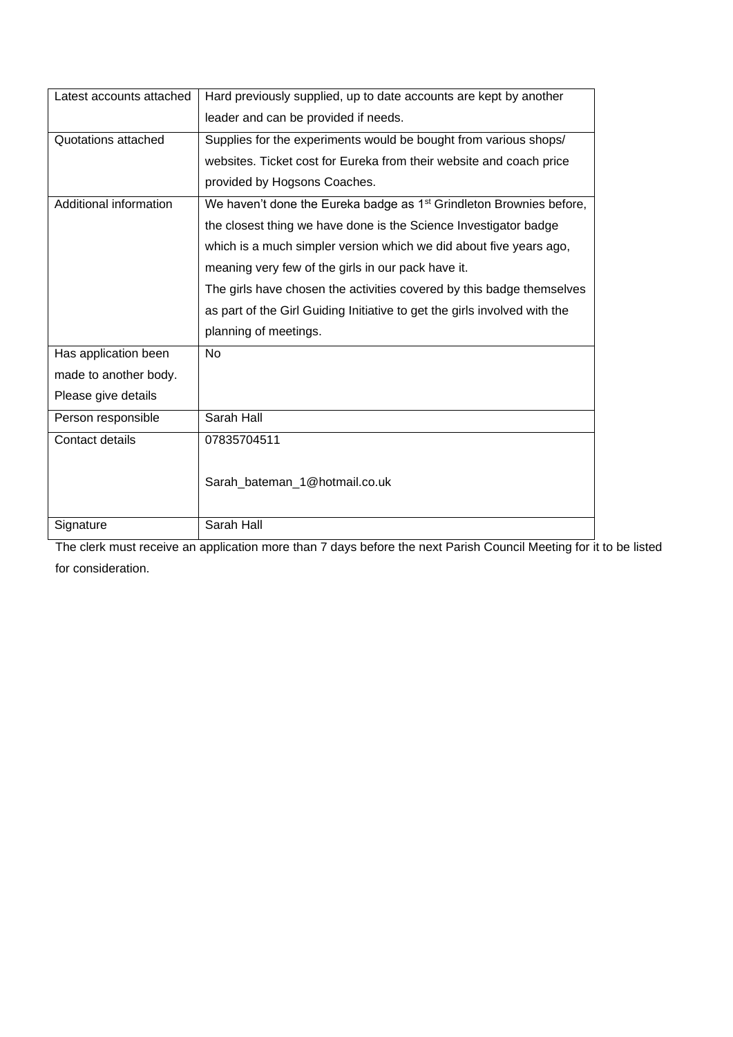| | |
|---|---|
| Latest accounts attached | Hard previously supplied, up to date accounts are kept by another leader and can be provided if needs. |
| Quotations attached | Supplies for the experiments would be bought from various shops/ websites. Ticket cost for Eureka from their website and coach price provided by Hogsons Coaches. |
| Additional information | We haven't done the Eureka badge as 1st Grindleton Brownies before, the closest thing we have done is the Science Investigator badge which is a much simpler version which we did about five years ago, meaning very few of the girls in our pack have it.<br>The girls have chosen the activities covered by this badge themselves as part of the Girl Guiding Initiative to get the girls involved with the planning of meetings. |
| Has application been made to another body. Please give details | No |
| Person responsible | Sarah Hall |
| Contact details | 07835704511<br><br>Sarah_bateman_1@hotmail.co.uk |
| Signature | Sarah Hall |

The clerk must receive an application more than 7 days before the next Parish Council Meeting for it to be listed for consideration.